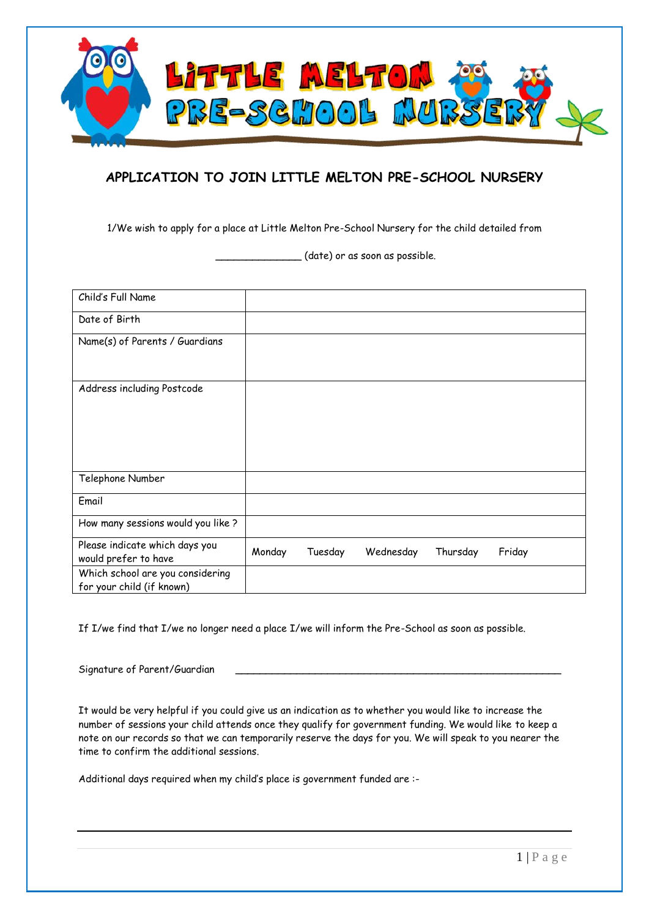# LITTLE MELTON PRE-SCHOOL NURSERY

## APPLICATION TO JOIN LITTLE MELTON PRE-SCHOOL NURSERY

I/We wish to apply for a place at Little Melton Pre-School Nursery for the child detailed from

_______________ (date) or as soon as possible.

| Child's Full Name | |
|---|---|
| Date of Birth | |
| Name(s) of Parents / Guardians | |
| Address including Postcode | |
| Telephone Number | |
| Email | |
| How many sessions would you like ? | |
| Please indicate which days you would prefer to have | Monday Tuesday Wednesday Thursday Friday |
| Which school are you considering for your child (if known) | |

If I/we find that I/we no longer need a place I/we will inform the Pre-School as soon as possible.

Signature of Parent/Guardian _________________________________________________________

It would be very helpful if you could give us an indication as to whether you would like to increase the number of sessions your child attends once they qualify for government funding. We would like to keep a note on our records so that we can temporarily reserve the days for you. We will speak to you nearer the time to confirm the additional sessions.

Additional days required when my child's place is government funded are :-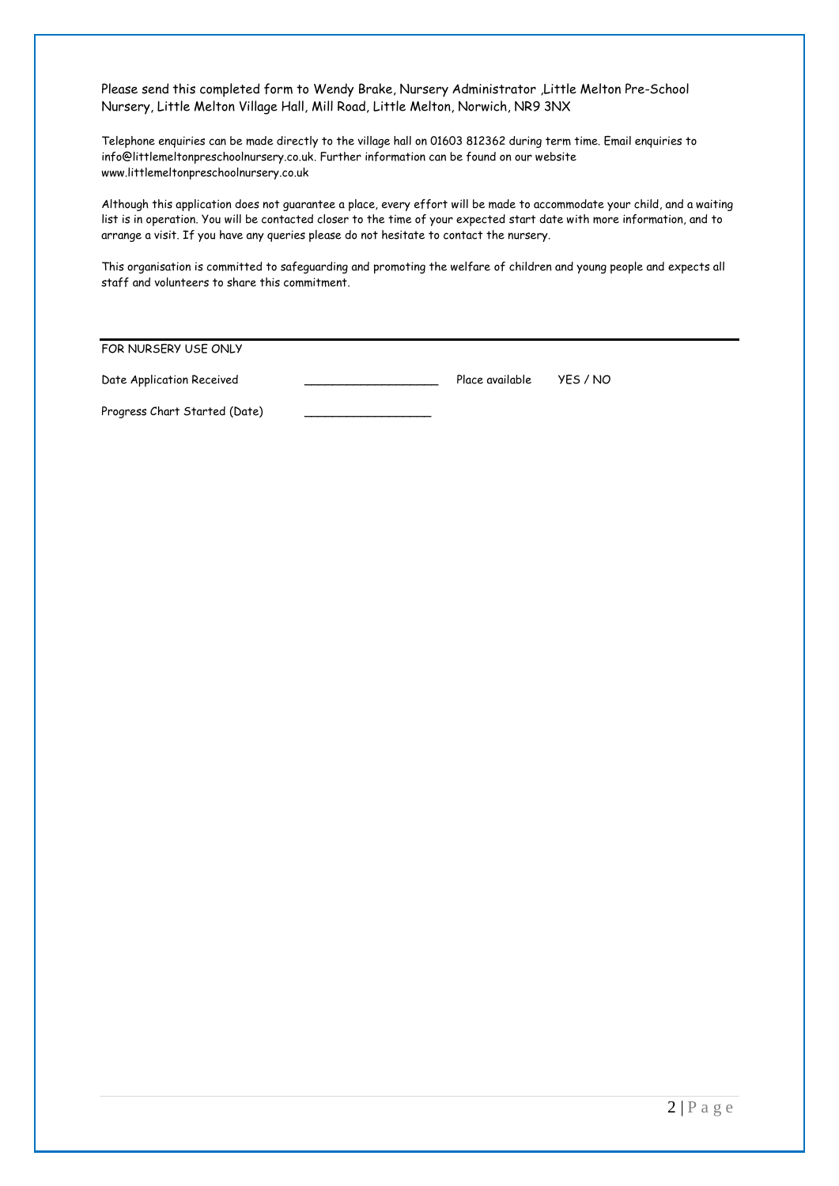Please send this completed form to Wendy Brake, Nursery Administrator ,Little Melton Pre-School Nursery, Little Melton Village Hall, Mill Road, Little Melton, Norwich, NR9 3NX

Telephone enquiries can be made directly to the village hall on 01603 812362 during term time. Email enquiries to info@littlemeltonpreschoolnursery.co.uk. Further information can be found on our website www.littlemeltonpreschoolnursery.co.uk

Although this application does not guarantee a place, every effort will be made to accommodate your child, and a waiting list is in operation. You will be contacted closer to the time of your expected start date with more information, and to arrange a visit. If you have any queries please do not hesitate to contact the nursery.

This organisation is committed to safeguarding and promoting the welfare of children and young people and expects all staff and volunteers to share this commitment.

---

FOR NURSERY USE ONLY

Date Application Received ___________________ Place available YES / NO

Progress Chart Started (Date) __________________